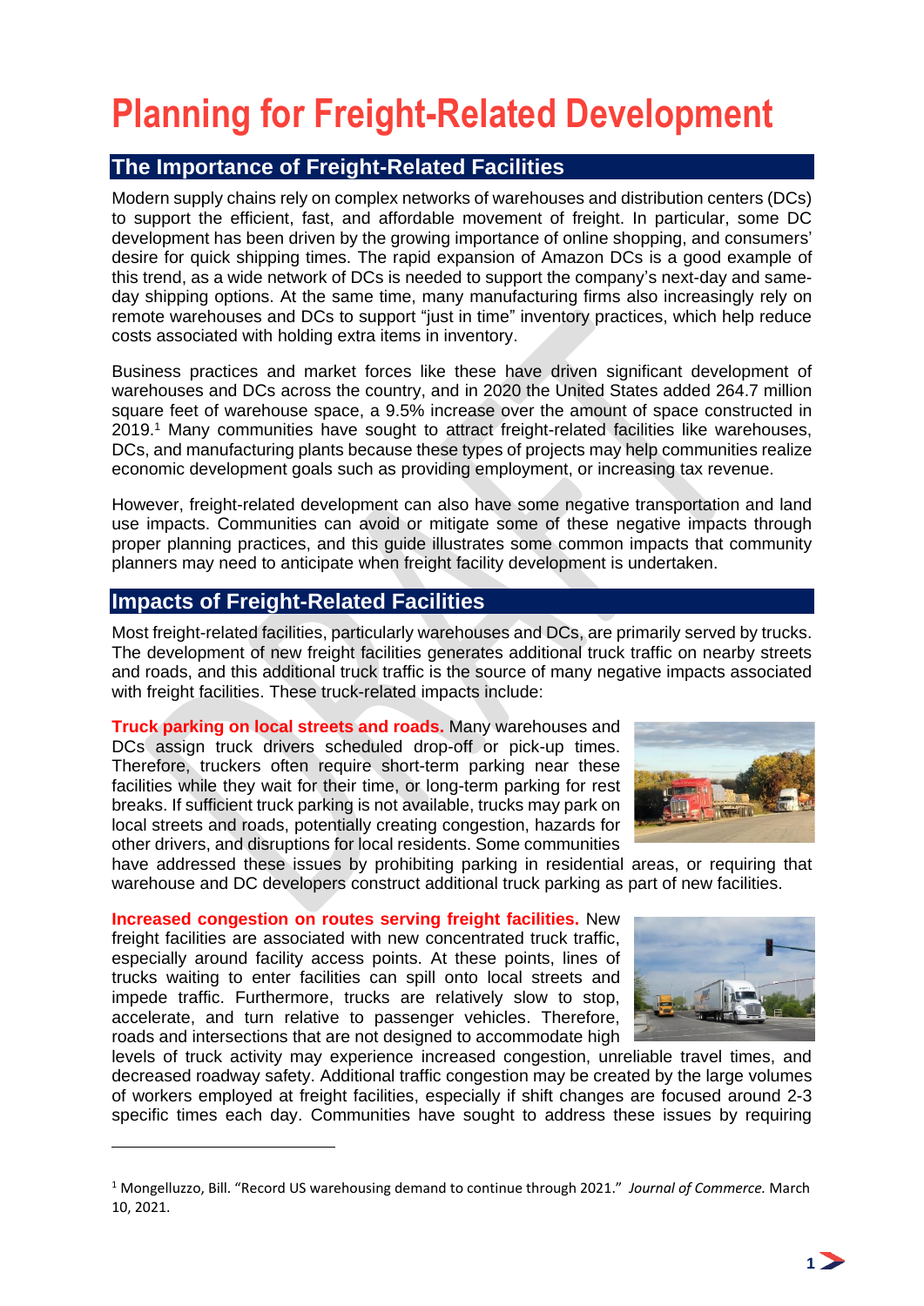# Planning for Freight-Related Development

## The Importance of Freight-Related Facilities

Modern supply chains rely on complex networks of warehouses and distribution centers (DCs) to support the efficient, fast, and affordable movement of freight. In particular, some DC development has been driven by the growing importance of online shopping, and consumers' desire for quick shipping times. The rapid expansion of Amazon DCs is a good example of this trend, as a wide network of DCs is needed to support the company's next-day and same-day shipping options. At the same time, many manufacturing firms also increasingly rely on remote warehouses and DCs to support "just in time" inventory practices, which help reduce costs associated with holding extra items in inventory.

Business practices and market forces like these have driven significant development of warehouses and DCs across the country, and in 2020 the United States added 264.7 million square feet of warehouse space, a 9.5% increase over the amount of space constructed in 2019.[1] Many communities have sought to attract freight-related facilities like warehouses, DCs, and manufacturing plants because these types of projects may help communities realize economic development goals such as providing employment, or increasing tax revenue.

However, freight-related development can also have some negative transportation and land use impacts. Communities can avoid or mitigate some of these negative impacts through proper planning practices, and this guide illustrates some common impacts that community planners may need to anticipate when freight facility development is undertaken.

## Impacts of Freight-Related Facilities

Most freight-related facilities, particularly warehouses and DCs, are primarily served by trucks. The development of new freight facilities generates additional truck traffic on nearby streets and roads, and this additional truck traffic is the source of many negative impacts associated with freight facilities. These truck-related impacts include:

**Truck parking on local streets and roads.** Many warehouses and DCs assign truck drivers scheduled drop-off or pick-up times. Therefore, truckers often require short-term parking near these facilities while they wait for their time, or long-term parking for rest breaks. If sufficient truck parking is not available, trucks may park on local streets and roads, potentially creating congestion, hazards for other drivers, and disruptions for local residents. Some communities have addressed these issues by prohibiting parking in residential areas, or requiring that warehouse and DC developers construct additional truck parking as part of new facilities.

**Increased congestion on routes serving freight facilities.** New freight facilities are associated with new concentrated truck traffic, especially around facility access points. At these points, lines of trucks waiting to enter facilities can spill onto local streets and impede traffic. Furthermore, trucks are relatively slow to stop, accelerate, and turn relative to passenger vehicles. Therefore, roads and intersections that are not designed to accommodate high levels of truck activity may experience increased congestion, unreliable travel times, and decreased roadway safety. Additional traffic congestion may be created by the large volumes of workers employed at freight facilities, especially if shift changes are focused around 2-3 specific times each day. Communities have sought to address these issues by requiring

[1] Mongelluzzo, Bill. "Record US warehousing demand to continue through 2021." *Journal of Commerce.* March 10, 2021.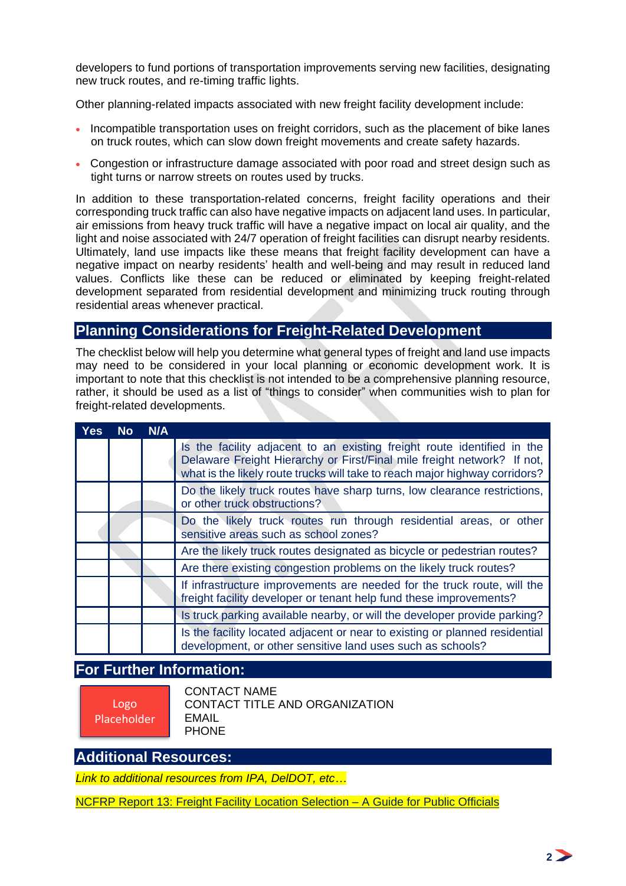developers to fund portions of transportation improvements serving new facilities, designating new truck routes, and re-timing traffic lights.

Other planning-related impacts associated with new freight facility development include:

- Incompatible transportation uses on freight corridors, such as the placement of bike lanes on truck routes, which can slow down freight movements and create safety hazards.
- Congestion or infrastructure damage associated with poor road and street design such as tight turns or narrow streets on routes used by trucks.

In addition to these transportation-related concerns, freight facility operations and their corresponding truck traffic can also have negative impacts on adjacent land uses. In particular, air emissions from heavy truck traffic will have a negative impact on local air quality, and the light and noise associated with 24/7 operation of freight facilities can disrupt nearby residents. Ultimately, land use impacts like these means that freight facility development can have a negative impact on nearby residents' health and well-being and may result in reduced land values. Conflicts like these can be reduced or eliminated by keeping freight-related development separated from residential development and minimizing truck routing through residential areas whenever practical.

## Planning Considerations for Freight-Related Development

The checklist below will help you determine what general types of freight and land use impacts may need to be considered in your local planning or economic development work. It is important to note that this checklist is not intended to be a comprehensive planning resource, rather, it should be used as a list of "things to consider" when communities wish to plan for freight-related developments.

| Yes | No | N/A | |
|---|---|---|---|
| | | | Is the facility adjacent to an existing freight route identified in the Delaware Freight Hierarchy or First/Final mile freight network? If not, what is the likely route trucks will take to reach major highway corridors? |
| | | | Do the likely truck routes have sharp turns, low clearance restrictions, or other truck obstructions? |
| | | | Do the likely truck routes run through residential areas, or other sensitive areas such as school zones? |
| | | | Are the likely truck routes designated as bicycle or pedestrian routes? |
| | | | Are there existing congestion problems on the likely truck routes? |
| | | | If infrastructure improvements are needed for the truck route, will the freight facility developer or tenant help fund these improvements? |
| | | | Is truck parking available nearby, or will the developer provide parking? |
| | | | Is the facility located adjacent or near to existing or planned residential development, or other sensitive land uses such as schools? |

## For Further Information:

Logo Placeholder

CONTACT NAME
CONTACT TITLE AND ORGANIZATION
EMAIL
PHONE

## Additional Resources:

*Link to additional resources from IPA, DelDOT, etc…*

NCFRP Report 13: Freight Facility Location Selection – A Guide for Public Officials